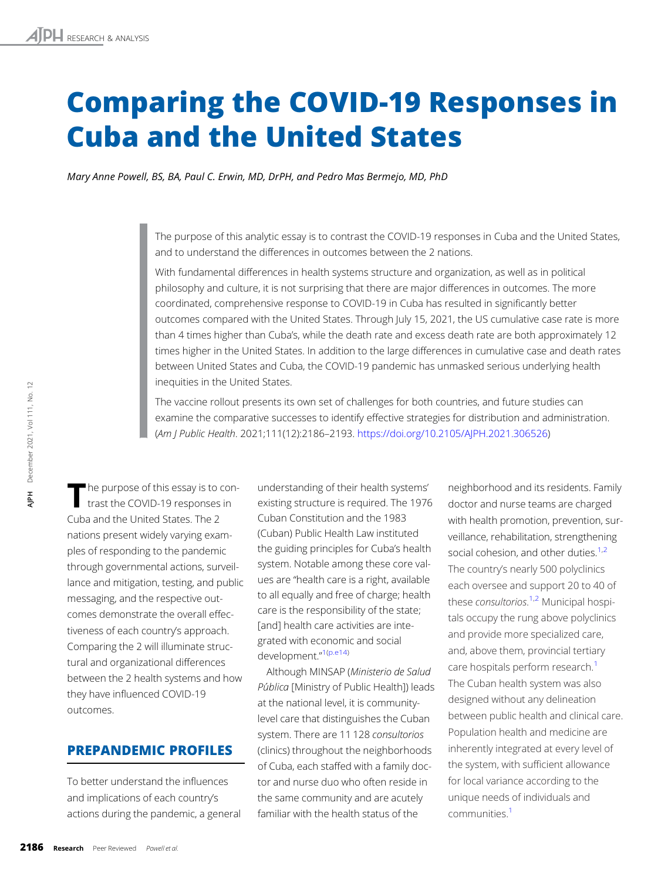# Comparing the COVID-19 Responses in Cuba and the United States

*Mary Anne Powell, BS, BA, Paul C. Erwin, MD, DrPH, and Pedro Mas Bermejo, MD, PhD*

> The purpose of this analytic essay is to contrast the COVID-19 responses in Cuba and the United States, and to understand the differences in outcomes between the 2 nations.
>
> With fundamental differences in health systems structure and organization, as well as in political philosophy and culture, it is not surprising that there are major differences in outcomes. The more coordinated, comprehensive response to COVID-19 in Cuba has resulted in significantly better outcomes compared with the United States. Through July 15, 2021, the US cumulative case rate is more than 4 times higher than Cuba's, while the death rate and excess death rate are both approximately 12 times higher in the United States. In addition to the large differences in cumulative case and death rates between United States and Cuba, the COVID-19 pandemic has unmasked serious underlying health inequities in the United States.
>
> The vaccine rollout presents its own set of challenges for both countries, and future studies can examine the comparative successes to identify effective strategies for distribution and administration. (*Am J Public Health*. 2021;111(12):2186–2193. https://doi.org/10.2105/AJPH.2021.306526)

The purpose of this essay is to contrast the COVID-19 responses in Cuba and the United States. The 2 nations present widely varying examples of responding to the pandemic through governmental actions, surveillance and mitigation, testing, and public messaging, and the respective outcomes demonstrate the overall effectiveness of each country's approach. Comparing the 2 will illuminate structural and organizational differences between the 2 health systems and how they have influenced COVID-19 outcomes.

## PREPANDEMIC PROFILES

To better understand the influences and implications of each country's actions during the pandemic, a general understanding of their health systems' existing structure is required. The 1976 Cuban Constitution and the 1983 (Cuban) Public Health Law instituted the guiding principles for Cuba's health system. Notable among these core values are "health care is a right, available to all equally and free of charge; health care is the responsibility of the state; [and] health care activities are integrated with economic and social development."[1(p.e14)]

Although MINSAP (*Ministerio de Salud Pública* [Ministry of Public Health]) leads at the national level, it is community-level care that distinguishes the Cuban system. There are 11 128 *consultorios* (clinics) throughout the neighborhoods of Cuba, each staffed with a family doctor and nurse duo who often reside in the same community and are acutely familiar with the health status of the neighborhood and its residents. Family doctor and nurse teams are charged with health promotion, prevention, surveillance, rehabilitation, strengthening social cohesion, and other duties.[1,2] The country's nearly 500 polyclinics each oversee and support 20 to 40 of these *consultorios*.[1,2] Municipal hospitals occupy the rung above polyclinics and provide more specialized care, and, above them, provincial tertiary care hospitals perform research.[1] The Cuban health system was also designed without any delineation between public health and clinical care. Population health and medicine are inherently integrated at every level of the system, with sufficient allowance for local variance according to the unique needs of individuals and communities.[1]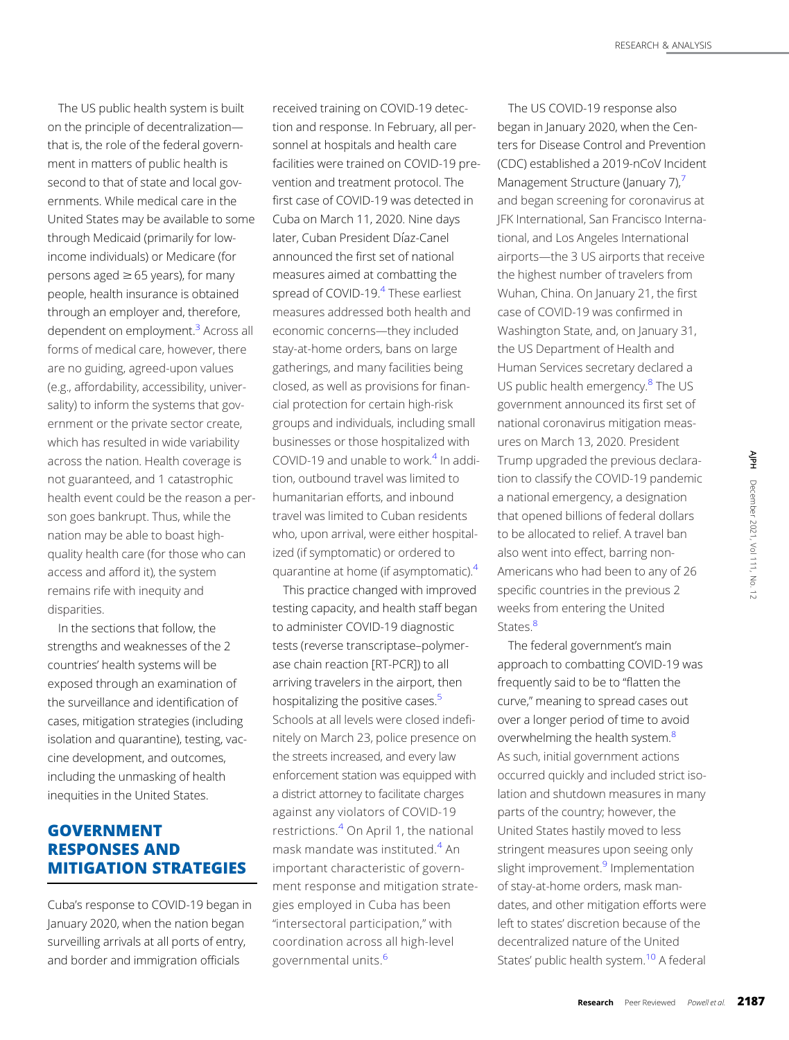The US public health system is built on the principle of decentralization—that is, the role of the federal government in matters of public health is second to that of state and local governments. While medical care in the United States may be available to some through Medicaid (primarily for low-income individuals) or Medicare (for persons aged ≥ 65 years), for many people, health insurance is obtained through an employer and, therefore, dependent on employment.[3] Across all forms of medical care, however, there are no guiding, agreed-upon values (e.g., affordability, accessibility, universality) to inform the systems that government or the private sector create, which has resulted in wide variability across the nation. Health coverage is not guaranteed, and 1 catastrophic health event could be the reason a person goes bankrupt. Thus, while the nation may be able to boast high-quality health care (for those who can access and afford it), the system remains rife with inequity and disparities.

In the sections that follow, the strengths and weaknesses of the 2 countries' health systems will be exposed through an examination of the surveillance and identification of cases, mitigation strategies (including isolation and quarantine), testing, vaccine development, and outcomes, including the unmasking of health inequities in the United States.

## GOVERNMENT RESPONSES AND MITIGATION STRATEGIES

Cuba's response to COVID-19 began in January 2020, when the nation began surveilling arrivals at all ports of entry, and border and immigration officials received training on COVID-19 detection and response. In February, all personnel at hospitals and health care facilities were trained on COVID-19 prevention and treatment protocol. The first case of COVID-19 was detected in Cuba on March 11, 2020. Nine days later, Cuban President Díaz-Canel announced the first set of national measures aimed at combatting the spread of COVID-19.[4] These earliest measures addressed both health and economic concerns—they included stay-at-home orders, bans on large gatherings, and many facilities being closed, as well as provisions for financial protection for certain high-risk groups and individuals, including small businesses or those hospitalized with COVID-19 and unable to work.[4] In addition, outbound travel was limited to humanitarian efforts, and inbound travel was limited to Cuban residents who, upon arrival, were either hospitalized (if symptomatic) or ordered to quarantine at home (if asymptomatic).[4]

This practice changed with improved testing capacity, and health staff began to administer COVID-19 diagnostic tests (reverse transcriptase–polymerase chain reaction [RT-PCR]) to all arriving travelers in the airport, then hospitalizing the positive cases.[5] Schools at all levels were closed indefinitely on March 23, police presence on the streets increased, and every law enforcement station was equipped with a district attorney to facilitate charges against any violators of COVID-19 restrictions.[4] On April 1, the national mask mandate was instituted.[4] An important characteristic of government response and mitigation strategies employed in Cuba has been "intersectoral participation," with coordination across all high-level governmental units.[6]

The US COVID-19 response also began in January 2020, when the Centers for Disease Control and Prevention (CDC) established a 2019-nCoV Incident Management Structure (January 7),[7] and began screening for coronavirus at JFK International, San Francisco International, and Los Angeles International airports—the 3 US airports that receive the highest number of travelers from Wuhan, China. On January 21, the first case of COVID-19 was confirmed in Washington State, and, on January 31, the US Department of Health and Human Services secretary declared a US public health emergency.[8] The US government announced its first set of national coronavirus mitigation measures on March 13, 2020. President Trump upgraded the previous declaration to classify the COVID-19 pandemic a national emergency, a designation that opened billions of federal dollars to be allocated to relief. A travel ban also went into effect, barring non-Americans who had been to any of 26 specific countries in the previous 2 weeks from entering the United States.[8]

The federal government's main approach to combatting COVID-19 was frequently said to be to "flatten the curve," meaning to spread cases out over a longer period of time to avoid overwhelming the health system.[8] As such, initial government actions occurred quickly and included strict isolation and shutdown measures in many parts of the country; however, the United States hastily moved to less stringent measures upon seeing only slight improvement.[9] Implementation of stay-at-home orders, mask mandates, and other mitigation efforts were left to states' discretion because of the decentralized nature of the United States' public health system.[10] A federal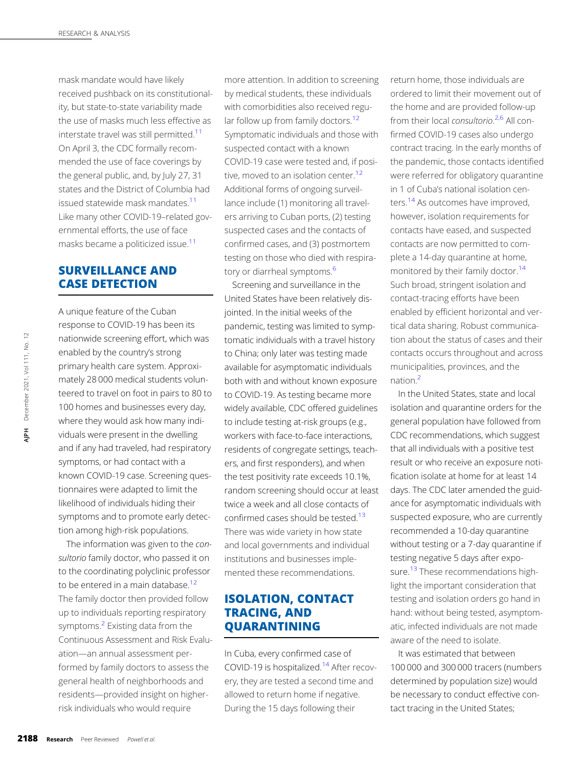mask mandate would have likely received pushback on its constitutionality, but state-to-state variability made the use of masks much less effective as interstate travel was still permitted.[11] On April 3, the CDC formally recommended the use of face coverings by the general public, and, by July 27, 31 states and the District of Columbia had issued statewide mask mandates.[11] Like many other COVID-19–related governmental efforts, the use of face masks became a politicized issue.[11]

## SURVEILLANCE AND CASE DETECTION

A unique feature of the Cuban response to COVID-19 has been its nationwide screening effort, which was enabled by the country's strong primary health care system. Approximately 28 000 medical students volunteered to travel on foot in pairs to 80 to 100 homes and businesses every day, where they would ask how many individuals were present in the dwelling and if any had traveled, had respiratory symptoms, or had contact with a known COVID-19 case. Screening questionnaires were adapted to limit the likelihood of individuals hiding their symptoms and to promote early detection among high-risk populations.

The information was given to the *consultorio* family doctor, who passed it on to the coordinating polyclinic professor to be entered in a main database.[12] The family doctor then provided follow up to individuals reporting respiratory symptoms.[2] Existing data from the Continuous Assessment and Risk Evaluation—an annual assessment performed by family doctors to assess the general health of neighborhoods and residents—provided insight on higher-risk individuals who would require more attention. In addition to screening by medical students, these individuals with comorbidities also received regular follow up from family doctors.[12] Symptomatic individuals and those with suspected contact with a known COVID-19 case were tested and, if positive, moved to an isolation center.[12] Additional forms of ongoing surveillance include (1) monitoring all travelers arriving to Cuban ports, (2) testing suspected cases and the contacts of confirmed cases, and (3) postmortem testing on those who died with respiratory or diarrheal symptoms.[6]

Screening and surveillance in the United States have been relatively disjointed. In the initial weeks of the pandemic, testing was limited to symptomatic individuals with a travel history to China; only later was testing made available for asymptomatic individuals both with and without known exposure to COVID-19. As testing became more widely available, CDC offered guidelines to include testing at-risk groups (e.g., workers with face-to-face interactions, residents of congregate settings, teachers, and first responders), and when the test positivity rate exceeds 10.1%, random screening should occur at least twice a week and all close contacts of confirmed cases should be tested.[13] There was wide variety in how state and local governments and individual institutions and businesses implemented these recommendations.

## ISOLATION, CONTACT TRACING, AND QUARANTINING

In Cuba, every confirmed case of COVID-19 is hospitalized.[14] After recovery, they are tested a second time and allowed to return home if negative. During the 15 days following their return home, those individuals are ordered to limit their movement out of the home and are provided follow-up from their local *consultorio*.[2,6] All confirmed COVID-19 cases also undergo contract tracing. In the early months of the pandemic, those contacts identified were referred for obligatory quarantine in 1 of Cuba's national isolation centers.[14] As outcomes have improved, however, isolation requirements for contacts have eased, and suspected contacts are now permitted to complete a 14-day quarantine at home, monitored by their family doctor.[14] Such broad, stringent isolation and contact-tracing efforts have been enabled by efficient horizontal and vertical data sharing. Robust communication about the status of cases and their contacts occurs throughout and across municipalities, provinces, and the nation.[2]

In the United States, state and local isolation and quarantine orders for the general population have followed from CDC recommendations, which suggest that all individuals with a positive test result or who receive an exposure notification isolate at home for at least 14 days. The CDC later amended the guidance for asymptomatic individuals with suspected exposure, who are currently recommended a 10-day quarantine without testing or a 7-day quarantine if testing negative 5 days after exposure.[13] These recommendations highlight the important consideration that testing and isolation orders go hand in hand: without being tested, asymptomatic, infected individuals are not made aware of the need to isolate.

It was estimated that between 100 000 and 300 000 tracers (numbers determined by population size) would be necessary to conduct effective contact tracing in the United States;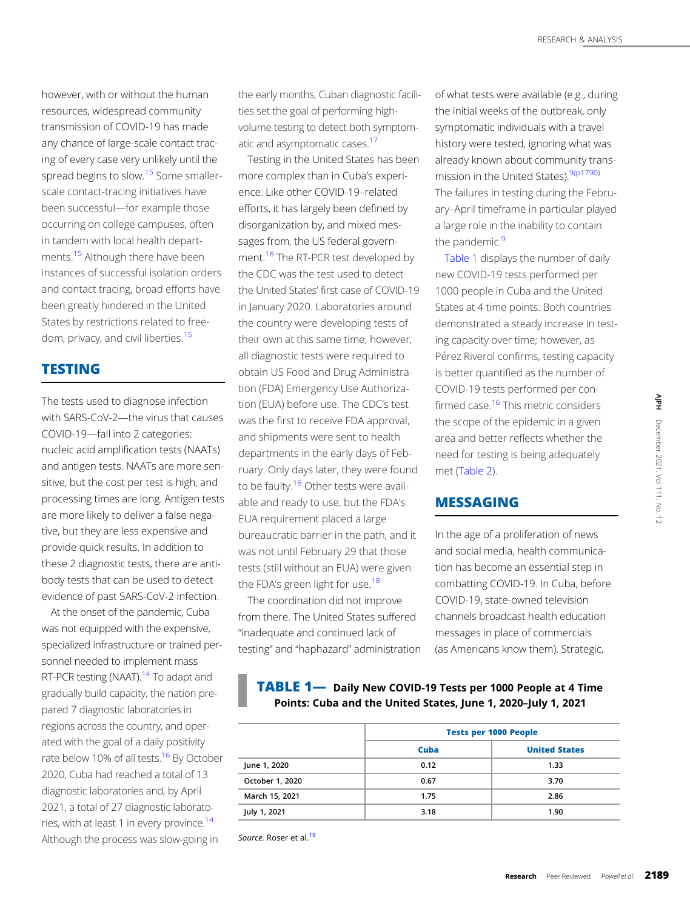however, with or without the human resources, widespread community transmission of COVID-19 has made any chance of large-scale contact tracing of every case very unlikely until the spread begins to slow.[15] Some smaller-scale contact-tracing initiatives have been successful—for example those occurring on college campuses, often in tandem with local health departments.[15] Although there have been instances of successful isolation orders and contact tracing, broad efforts have been greatly hindered in the United States by restrictions related to freedom, privacy, and civil liberties.[15]

## TESTING

The tests used to diagnose infection with SARS-CoV-2—the virus that causes COVID-19—fall into 2 categories: nucleic acid amplification tests (NAATs) and antigen tests. NAATs are more sensitive, but the cost per test is high, and processing times are long. Antigen tests are more likely to deliver a false negative, but they are less expensive and provide quick results. In addition to these 2 diagnostic tests, there are antibody tests that can be used to detect evidence of past SARS-CoV-2 infection.

At the onset of the pandemic, Cuba was not equipped with the expensive, specialized infrastructure or trained personnel needed to implement mass RT-PCR testing (NAAT).[14] To adapt and gradually build capacity, the nation prepared 7 diagnostic laboratories in regions across the country, and operated with the goal of a daily positivity rate below 10% of all tests.[16] By October 2020, Cuba had reached a total of 13 diagnostic laboratories and, by April 2021, a total of 27 diagnostic laboratories, with at least 1 in every province.[14] Although the process was slow-going in the early months, Cuban diagnostic facilities set the goal of performing high-volume testing to detect both symptomatic and asymptomatic cases.[17]

Testing in the United States has been more complex than in Cuba's experience. Like other COVID-19–related efforts, it has largely been defined by disorganization by, and mixed messages from, the US federal government.[18] The RT-PCR test developed by the CDC was the test used to detect the United States' first case of COVID-19 in January 2020. Laboratories around the country were developing tests of their own at this same time; however, all diagnostic tests were required to obtain US Food and Drug Administration (FDA) Emergency Use Authorization (EUA) before use. The CDC's test was the first to receive FDA approval, and shipments were sent to health departments in the early days of February. Only days later, they were found to be faulty.[18] Other tests were available and ready to use, but the FDA's EUA requirement placed a large bureaucratic barrier in the path, and it was not until February 29 that those tests (still without an EUA) were given the FDA's green light for use.[18]

The coordination did not improve from there. The United States suffered "inadequate and continued lack of testing" and "haphazard" administration of what tests were available (e.g., during the initial weeks of the outbreak, only symptomatic individuals with a travel history were tested, ignoring what was already known about community transmission in the United States).[9(p1790)] The failures in testing during the February–April timeframe in particular played a large role in the inability to contain the pandemic.[9]

Table 1 displays the number of daily new COVID-19 tests performed per 1000 people in Cuba and the United States at 4 time points. Both countries demonstrated a steady increase in testing capacity over time; however, as Pérez Riverol confirms, testing capacity is better quantified as the number of COVID-19 tests performed per confirmed case.[16] This metric considers the scope of the epidemic in a given area and better reflects whether the need for testing is being adequately met (Table 2).

**TABLE 1— Daily New COVID-19 Tests per 1000 People at 4 Time Points: Cuba and the United States, June 1, 2020–July 1, 2021**

| | Tests per 1000 People | |
|---|---|---|
| | Cuba | United States |
| June 1, 2020 | 0.12 | 1.33 |
| October 1, 2020 | 0.67 | 3.70 |
| March 15, 2021 | 1.75 | 2.86 |
| July 1, 2021 | 3.18 | 1.90 |

*Source.* Roser et al.[19]

## MESSAGING

In the age of a proliferation of news and social media, health communication has become an essential step in combatting COVID-19. In Cuba, before COVID-19, state-owned television channels broadcast health education messages in place of commercials (as Americans know them). Strategic,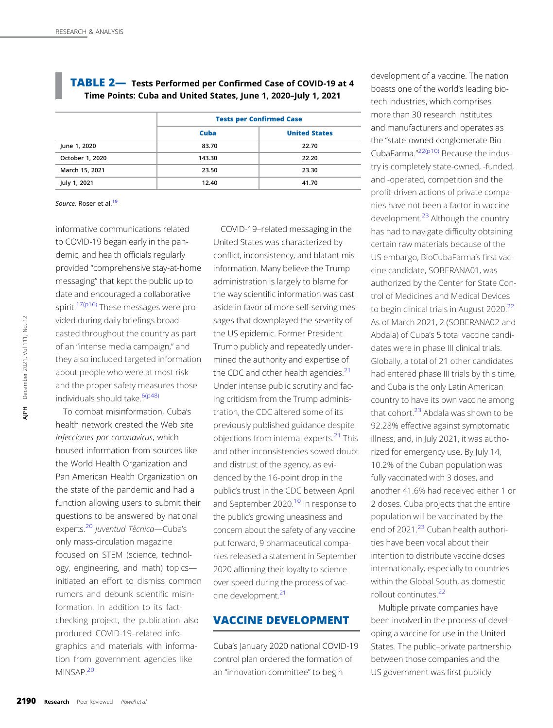**TABLE 2— Tests Performed per Confirmed Case of COVID-19 at 4 Time Points: Cuba and United States, June 1, 2020–July 1, 2021**

| | Tests per Confirmed Case | |
|---|---|---|
| | Cuba | United States |
| June 1, 2020 | 83.70 | 22.70 |
| October 1, 2020 | 143.30 | 22.20 |
| March 15, 2021 | 23.50 | 23.30 |
| July 1, 2021 | 12.40 | 41.70 |

*Source.* Roser et al.[19]

informative communications related to COVID-19 began early in the pandemic, and health officials regularly provided "comprehensive stay-at-home messaging" that kept the public up to date and encouraged a collaborative spirit.[17(p16)] These messages were provided during daily briefings broadcasted throughout the country as part of an "intense media campaign," and they also included targeted information about people who were at most risk and the proper safety measures those individuals should take.[6(p48)]

To combat misinformation, Cuba's health network created the Web site *Infecciones por coronavirus*, which housed information from sources like the World Health Organization and Pan American Health Organization on the state of the pandemic and had a function allowing users to submit their questions to be answered by national experts.[20] *Juventud Técnica*—Cuba's only mass-circulation magazine focused on STEM (science, technology, engineering, and math) topics—initiated an effort to dismiss common rumors and debunk scientific misinformation. In addition to its fact-checking project, the publication also produced COVID-19–related infographics and materials with information from government agencies like MINSAP.[20]

COVID-19–related messaging in the United States was characterized by conflict, inconsistency, and blatant misinformation. Many believe the Trump administration is largely to blame for the way scientific information was cast aside in favor of more self-serving messages that downplayed the severity of the US epidemic. Former President Trump publicly and repeatedly undermined the authority and expertise of the CDC and other health agencies.[21] Under intense public scrutiny and facing criticism from the Trump administration, the CDC altered some of its previously published guidance despite objections from internal experts.[21] This and other inconsistencies sowed doubt and distrust of the agency, as evidenced by the 16-point drop in the public's trust in the CDC between April and September 2020.[10] In response to the public's growing uneasiness and concern about the safety of any vaccine put forward, 9 pharmaceutical companies released a statement in September 2020 affirming their loyalty to science over speed during the process of vaccine development.[21]

## VACCINE DEVELOPMENT

Cuba's January 2020 national COVID-19 control plan ordered the formation of an "innovation committee" to begin development of a vaccine. The nation boasts one of the world's leading biotech industries, which comprises more than 30 research institutes and manufacturers and operates as the "state-owned conglomerate BioCubaFarma."[22(p10)] Because the industry is completely state-owned, -funded, and -operated, competition and the profit-driven actions of private companies have not been a factor in vaccine development.[23] Although the country has had to navigate difficulty obtaining certain raw materials because of the US embargo, BioCubaFarma's first vaccine candidate, SOBERANA01, was authorized by the Center for State Control of Medicines and Medical Devices to begin clinical trials in August 2020.[22] As of March 2021, 2 (SOBERANA02 and Abdala) of Cuba's 5 total vaccine candidates were in phase III clinical trials. Globally, a total of 21 other candidates had entered phase III trials by this time, and Cuba is the only Latin American country to have its own vaccine among that cohort.[23] Abdala was shown to be 92.28% effective against symptomatic illness, and, in July 2021, it was authorized for emergency use. By July 14, 10.2% of the Cuban population was fully vaccinated with 3 doses, and another 41.6% had received either 1 or 2 doses. Cuba projects that the entire population will be vaccinated by the end of 2021.[23] Cuban health authorities have been vocal about their intention to distribute vaccine doses internationally, especially to countries within the Global South, as domestic rollout continues.[22]

Multiple private companies have been involved in the process of developing a vaccine for use in the United States. The public–private partnership between those companies and the US government was first publicly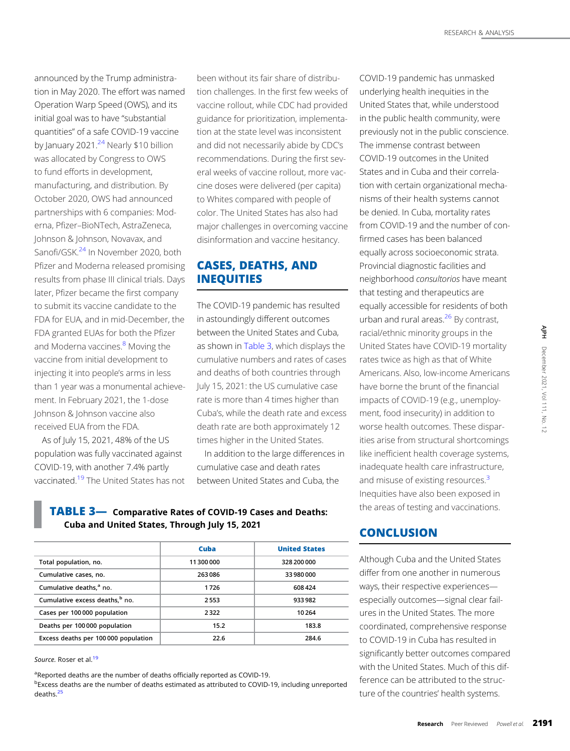announced by the Trump administration in May 2020. The effort was named Operation Warp Speed (OWS), and its initial goal was to have "substantial quantities" of a safe COVID-19 vaccine by January 2021.[24] Nearly $10 billion was allocated by Congress to OWS to fund efforts in development, manufacturing, and distribution. By October 2020, OWS had announced partnerships with 6 companies: Moderna, Pfizer–BioNTech, AstraZeneca, Johnson & Johnson, Novavax, and Sanofi/GSK.[24] In November 2020, both Pfizer and Moderna released promising results from phase III clinical trials. Days later, Pfizer became the first company to submit its vaccine candidate to the FDA for EUA, and in mid-December, the FDA granted EUAs for both the Pfizer and Moderna vaccines.[8] Moving the vaccine from initial development to injecting it into people's arms in less than 1 year was a monumental achievement. In February 2021, the 1-dose Johnson & Johnson vaccine also received EUA from the FDA.

As of July 15, 2021, 48% of the US population was fully vaccinated against COVID-19, with another 7.4% partly vaccinated.[19] The United States has not been without its fair share of distribution challenges. In the first few weeks of vaccine rollout, while CDC had provided guidance for prioritization, implementation at the state level was inconsistent and did not necessarily abide by CDC's recommendations. During the first several weeks of vaccine rollout, more vaccine doses were delivered (per capita) to Whites compared with people of color. The United States has also had major challenges in overcoming vaccine disinformation and vaccine hesitancy.

## CASES, DEATHS, AND INEQUITIES

The COVID-19 pandemic has resulted in astoundingly different outcomes between the United States and Cuba, as shown in Table 3, which displays the cumulative numbers and rates of cases and deaths of both countries through July 15, 2021: the US cumulative case rate is more than 4 times higher than Cuba's, while the death rate and excess death rate are both approximately 12 times higher in the United States.

In addition to the large differences in cumulative case and death rates between United States and Cuba, the COVID-19 pandemic has unmasked underlying health inequities in the United States that, while understood in the public health community, were previously not in the public conscience. The immense contrast between COVID-19 outcomes in the United States and in Cuba and their correlation with certain organizational mechanisms of their health systems cannot be denied. In Cuba, mortality rates from COVID-19 and the number of confirmed cases has been balanced equally across socioeconomic strata. Provincial diagnostic facilities and neighborhood *consultorios* have meant that testing and therapeutics are equally accessible for residents of both urban and rural areas.[26] By contrast, racial/ethnic minority groups in the United States have COVID-19 mortality rates twice as high as that of White Americans. Also, low-income Americans have borne the brunt of the financial impacts of COVID-19 (e.g., unemployment, food insecurity) in addition to worse health outcomes. These disparities arise from structural shortcomings like inefficient health coverage systems, inadequate health care infrastructure, and misuse of existing resources.[3] Inequities have also been exposed in the areas of testing and vaccinations.

**TABLE 3— Comparative Rates of COVID-19 Cases and Deaths: Cuba and United States, Through July 15, 2021**

| | Cuba | United States |
|---|---|---|
| Total population, no. | 11 300 000 | 328 200 000 |
| Cumulative cases, no. | 263 086 | 33 980 000 |
| Cumulative deaths,[a] no. | 1 726 | 608 424 |
| Cumulative excess deaths,[b] no. | 2 553 | 933 982 |
| Cases per 100 000 population | 2 322 | 10 264 |
| Deaths per 100 000 population | 15.2 | 183.8 |
| Excess deaths per 100 000 population | 22.6 | 284.6 |

*Source.* Roser et al.[19]

[a]Reported deaths are the number of deaths officially reported as COVID-19.
[b]Excess deaths are the number of deaths estimated as attributed to COVID-19, including unreported deaths.[25]

## CONCLUSION

Although Cuba and the United States differ from one another in numerous ways, their respective experiences—especially outcomes—signal clear failures in the United States. The more coordinated, comprehensive response to COVID-19 in Cuba has resulted in significantly better outcomes compared with the United States. Much of this difference can be attributed to the structure of the countries' health systems.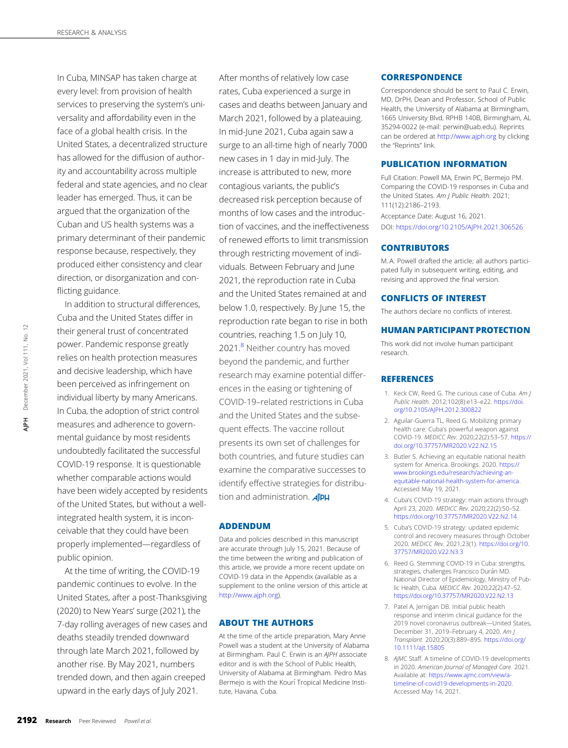In Cuba, MINSAP has taken charge at every level: from provision of health services to preserving the system's universality and affordability even in the face of a global health crisis. In the United States, a decentralized structure has allowed for the diffusion of authority and accountability across multiple federal and state agencies, and no clear leader has emerged. Thus, it can be argued that the organization of the Cuban and US health systems was a primary determinant of their pandemic response because, respectively, they produced either consistency and clear direction, or disorganization and conflicting guidance.

In addition to structural differences, Cuba and the United States differ in their general trust of concentrated power. Pandemic response greatly relies on health protection measures and decisive leadership, which have been perceived as infringement on individual liberty by many Americans. In Cuba, the adoption of strict control measures and adherence to governmental guidance by most residents undoubtedly facilitated the successful COVID-19 response. It is questionable whether comparable actions would have been widely accepted by residents of the United States, but without a well-integrated health system, it is inconceivable that they could have been properly implemented—regardless of public opinion.

At the time of writing, the COVID-19 pandemic continues to evolve. In the United States, after a post-Thanksgiving (2020) to New Years' surge (2021), the 7-day rolling averages of new cases and deaths steadily trended downward through late March 2021, followed by another rise. By May 2021, numbers trended down, and then again crept upward in the early days of July 2021.

After months of relatively low case rates, Cuba experienced a surge in cases and deaths between January and March 2021, followed by a plateauing. In mid-June 2021, Cuba again saw a surge to an all-time high of nearly 7000 new cases in 1 day in mid-July. The increase is attributed to new, more contagious variants, the public's decreased risk perception because of months of low cases and the introduction of vaccines, and the ineffectiveness of renewed efforts to limit transmission through restricting movement of individuals. Between February and June 2021, the reproduction rate in Cuba and the United States remained at and below 1.0, respectively. By June 15, the reproduction rate began to rise in both countries, reaching 1.5 on July 10, 2021.[8] Neither country has moved beyond the pandemic, and further research may examine potential differences in the easing or tightening of COVID-19–related restrictions in Cuba and the United States and the subsequent effects. The vaccine rollout presents its own set of challenges for both countries, and future studies can examine the comparative successes to identify effective strategies for distribution and administration.

## ADDENDUM

Data and policies described in this manuscript are accurate through July 15, 2021. Because of the time between the writing and publication of this article, we provide a more recent update on COVID-19 data in the Appendix (available as a supplement to the online version of this article at http://www.ajph.org).

## ABOUT THE AUTHORS

At the time of the article preparation, Mary Anne Powell was a student at the University of Alabama at Birmingham. Paul C. Erwin is an *AJPH* associate editor and is with the School of Public Health, University of Alabama at Birmingham. Pedro Mas Bermejo is with the Kourí Tropical Medicine Institute, Havana, Cuba.

## CORRESPONDENCE

Correspondence should be sent to Paul C. Erwin, MD, DrPH, Dean and Professor, School of Public Health, the University of Alabama at Birmingham, 1665 University Blvd, RPHB 140B, Birmingham, AL 35294-0022 (e-mail: perwin@uab.edu). Reprints can be ordered at http://www.ajph.org by clicking the "Reprints" link.

## PUBLICATION INFORMATION

Full Citation: Powell MA, Erwin PC, Bermejo PM. Comparing the COVID-19 responses in Cuba and the United States. *Am J Public Health*. 2021; 111(12):2186–2193.

Acceptance Date: August 16, 2021.

DOI: https://doi.org/10.2105/AJPH.2021.306526

## CONTRIBUTORS

M. A. Powell drafted the article; all authors participated fully in subsequent writing, editing, and revising and approved the final version.

## CONFLICTS OF INTEREST

The authors declare no conflicts of interest.

## HUMAN PARTICIPANT PROTECTION

This work did not involve human participant research.

## REFERENCES

1. Keck CW, Reed G. The curious case of Cuba. *Am J Public Health.* 2012;102(8):e13–e22. https://doi.org/10.2105/AJPH.2012.300822
2. Aguilar-Guerra TL, Reed G. Mobilizing primary health care: Cuba's powerful weapon against COVID-19. *MEDICC Rev.* 2020;22(2):53–57. https://doi.org/10.37757/MR2020.V22.N2.15
3. Butler S. Achieving an equitable national health system for America. Brookings. 2020. https://www.brookings.edu/research/achieving-an-equitable-national-health-system-for-america. Accessed May 19, 2021.
4. Cuba's COVID-19 strategy: main actions through April 23, 2020. *MEDICC Rev*. 2020;22(2):50–52. https://doi.org/10.37757/MR2020.V22.N2.14
5. Cuba's COVID-19 strategy: updated epidemic control and recovery measures through October 2020. *MEDICC Rev*. 2021;23(1). https://doi.org/10.37757/MR2020.V22.N3.3
6. Reed G. Stemming COVID-19 in Cuba: strengths, strategies, challenges Francisco Durán MD. National Director of Epidemiology, Ministry of Public Health, Cuba. *MEDICC Rev*. 2020;22(2):47–52. https://doi.org/10.37757/MR2020.V22.N2.13
7. Patel A, Jernigan DB. Initial public health response and interim clinical guidance for the 2019 novel coronavirus outbreak—United States, December 31, 2019–February 4, 2020. *Am J Transplant.* 2020;20(3):889–895. https://doi.org/10.1111/ajt.15805
8. *AJMC* Staff. A timeline of COVID-19 developments in 2020. *American Journal of Managed Care*. 2021. Available at: https://www.ajmc.com/view/a-timeline-of-covid19-developments-in-2020. Accessed May 14, 2021.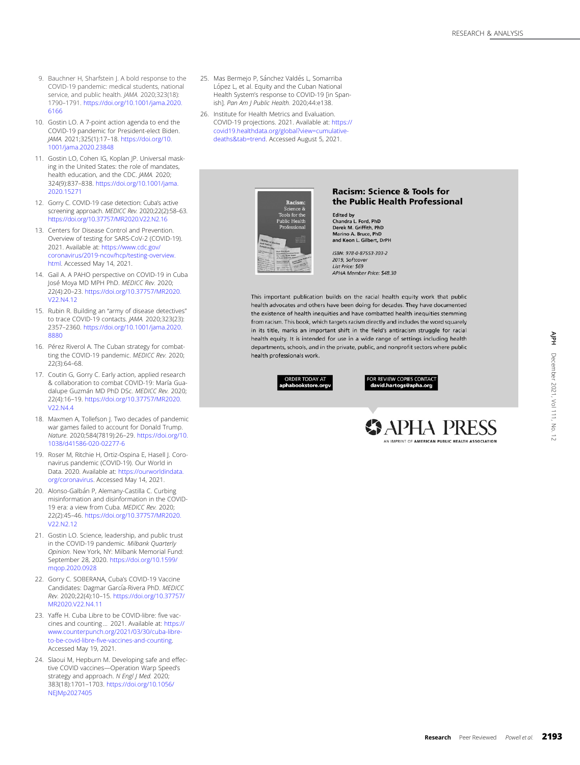9. Bauchner H, Sharfstein J. A bold response to the COVID-19 pandemic: medical students, national service, and public health. *JAMA*. 2020;323(18):1790–1791. https://doi.org/10.1001/jama.2020.6166

10. Gostin LO. A 7-point action agenda to end the COVID-19 pandemic for President-elect Biden. *JAMA*. 2021;325(1):17–18. https://doi.org/10.1001/jama.2020.23848

11. Gostin LO, Cohen IG, Koplan JP. Universal masking in the United States: the role of mandates, health education, and the CDC. *JAMA*. 2020;324(9):837–838. https://doi.org/10.1001/jama.2020.15271

12. Gorry C. COVID-19 case detection: Cuba's active screening approach. *MEDICC Rev*. 2020;22(2):58–63. https://doi.org/10.37757/MR2020.V22.N2.16

13. Centers for Disease Control and Prevention. Overview of testing for SARS-CoV-2 (COVID-19). 2021. Available at: https://www.cdc.gov/coronavirus/2019-ncov/hcp/testing-overview.html. Accessed May 14, 2021.

14. Gail A. A PAHO perspective on COVID-19 in Cuba José Moya MD MPH PhD. *MEDICC Rev*. 2020;22(4):20–23. https://doi.org/10.37757/MR2020.V22.N4.12

15. Rubin R. Building an "army of disease detectives" to trace COVID-19 contacts. *JAMA*. 2020;323(23):2357–2360. https://doi.org/10.1001/jama.2020.8880

16. Pérez Riverol A. The Cuban strategy for combatting the COVID-19 pandemic. *MEDICC Rev*. 2020;22(3):64–68.

17. Coutin G, Gorry C. Early action, applied research & collaboration to combat COVID-19: María Guadalupe Guzmán MD PhD DSc. *MEDICC Rev*. 2020;22(4):16–19. https://doi.org/10.37757/MR2020.V22.N4.4

18. Maxmen A, Tollefson J. Two decades of pandemic war games failed to account for Donald Trump. *Nature*. 2020;584(7819):26–29. https://doi.org/10.1038/d41586-020-02277-6

19. Roser M, Ritchie H, Ortiz-Ospina E, Hasell J. Coronavirus pandemic (COVID-19). Our World in Data. 2020. Available at: https://ourworldindata.org/coronavirus. Accessed May 14, 2021.

20. Alonso-Galbán P, Alemany-Castilla C. Curbing misinformation and disinformation in the COVID-19 era: a view from Cuba. *MEDICC Rev*. 2020;22(2):45–46. https://doi.org/10.37757/MR2020.V22.N2.12

21. Gostin LO. Science, leadership, and public trust in the COVID-19 pandemic. *Milbank Quarterly Opinion*. New York, NY: Milbank Memorial Fund; September 28, 2020. https://doi.org/10.1599/mqop.2020.0928

22. Gorry C. SOBERANA, Cuba's COVID-19 Vaccine Candidates: Dagmar García-Rivera PhD. *MEDICC Rev*. 2020;22(4):10–15. https://doi.org/10.37757/MR2020.V22.N4.11

23. Yaffe H. Cuba Libre to be COVID-libre: five vaccines and counting ... 2021. Available at: https://www.counterpunch.org/2021/03/30/cuba-libre-to-be-covid-libre-five-vaccines-and-counting. Accessed May 19, 2021.

24. Slaoui M, Hepburn M. Developing safe and effective COVID vaccines—Operation Warp Speed's strategy and approach. *N Engl J Med*. 2020;383(18):1701–1703. https://doi.org/10.1056/NEJMp2027405

25. Mas Bermejo P, Sánchez Valdés L, Somarriba López L, et al. Equity and the Cuban National Health System's response to COVID-19 [in Spanish]. *Pan Am J Public Health*. 2020;44:e138.

26. Institute for Health Metrics and Evaluation. COVID-19 projections. 2021. Available at: https://covid19.healthdata.org/global?view=cumulative-deaths&tab=trend. Accessed August 5, 2021.

**Racism: Science & Tools for the Public Health Professional**

**Edited by**
**Chandra L. Ford, PhD**
**Derek M. Griffith, PhD**
**Marino A. Bruce, PhD**
**and Keon L. Gilbert, DrPH**

*ISBN: 978-0-87553-303-2*
*2019, Softcover*
*List Price: $69*
*APHA Member Price: $48.30*

This important publication builds on the racial health equity work that public health advocates and others have been doing for decades. They have documented the existence of health inequities and have combatted health inequities stemming from racism. This book, which targets racism directly and includes the word squarely in its title, marks an important shift in the field's antiracism struggle for racial health equity. It is intended for use in a wide range of settings including health departments, schools, and in the private, public, and nonprofit sectors where public health professionals work.

ORDER TODAY AT **aphabookstore.orgv**

FOR REVIEW COPIES CONTACT **david.hartogs@apha.org**

APHA PRESS
AN IMPRINT OF AMERICAN PUBLIC HEALTH ASSOCIATION